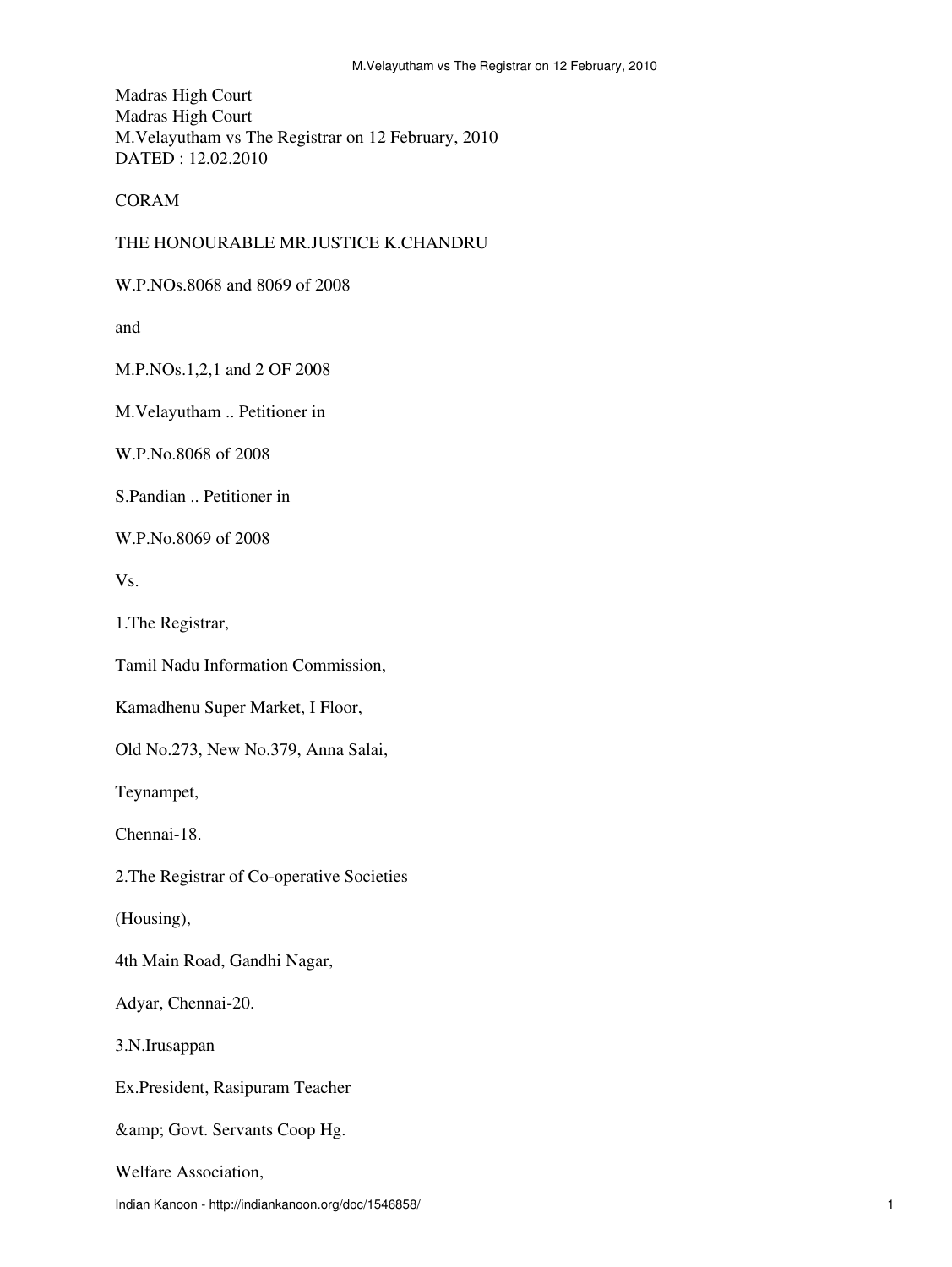Madras High Court

Madras High Court

M.Velayutham vs The Registrar on 12 February, 2010

DATED : 12.02.2010

CORAM

THE HONOURABLE MR.JUSTICE K.CHANDRU

W.P.NOs.8068 and 8069 of 2008

and

M.P.NOs.1,2,1 and 2 OF 2008

M.Velayutham .. Petitioner in

W.P.No.8068 of 2008

S.Pandian .. Petitioner in

W.P.No.8069 of 2008

Vs.

1.The Registrar,

Tamil Nadu Information Commission,

Kamadhenu Super Market, I Floor,

Old No.273, New No.379, Anna Salai,

Teynampet,

Chennai-18.

2.The Registrar of Co-operative Societies

(Housing),

4th Main Road, Gandhi Nagar,

Adyar, Chennai-20.

3.N.Irusappan

Ex.President, Rasipuram Teacher

&amp; Govt. Servants Coop Hg.

Welfare Association,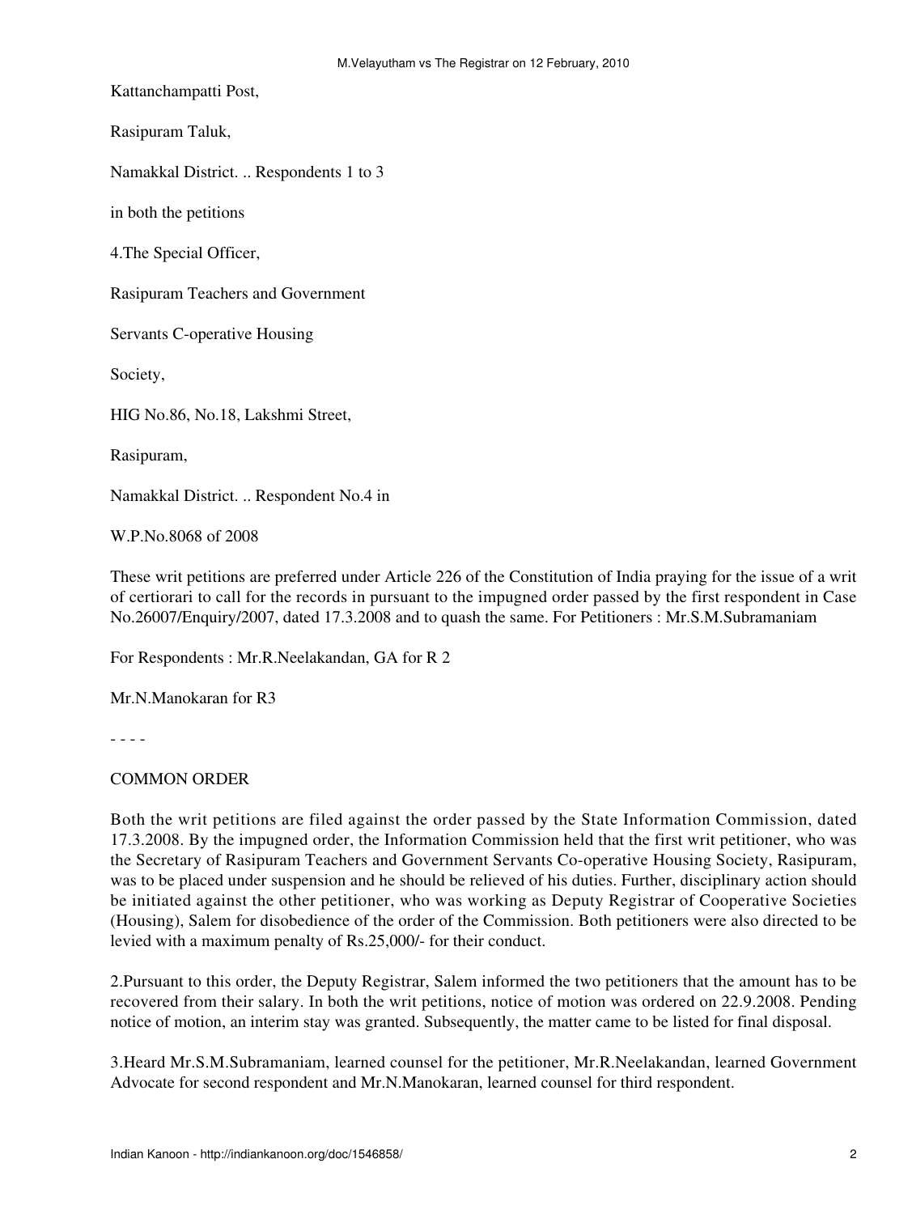Kattanchampatti Post,

Rasipuram Taluk,

Namakkal District. .. Respondents 1 to 3

in both the petitions

4.The Special Officer,

Rasipuram Teachers and Government

Servants C-operative Housing

Society,

HIG No.86, No.18, Lakshmi Street,

Rasipuram,

Namakkal District. .. Respondent No.4 in

W.P.No.8068 of 2008

These writ petitions are preferred under Article 226 of the Constitution of India praying for the issue of a writ of certiorari to call for the records in pursuant to the impugned order passed by the first respondent in Case No.26007/Enquiry/2007, dated 17.3.2008 and to quash the same. For Petitioners : Mr.S.M.Subramaniam

For Respondents : Mr.R.Neelakandan, GA for R 2

Mr.N.Manokaran for R3

- - - -

COMMON ORDER

Both the writ petitions are filed against the order passed by the State Information Commission, dated 17.3.2008. By the impugned order, the Information Commission held that the first writ petitioner, who was the Secretary of Rasipuram Teachers and Government Servants Co-operative Housing Society, Rasipuram, was to be placed under suspension and he should be relieved of his duties. Further, disciplinary action should be initiated against the other petitioner, who was working as Deputy Registrar of Cooperative Societies (Housing), Salem for disobedience of the order of the Commission. Both petitioners were also directed to be levied with a maximum penalty of Rs.25,000/- for their conduct.

2.Pursuant to this order, the Deputy Registrar, Salem informed the two petitioners that the amount has to be recovered from their salary. In both the writ petitions, notice of motion was ordered on 22.9.2008. Pending notice of motion, an interim stay was granted. Subsequently, the matter came to be listed for final disposal.

3.Heard Mr.S.M.Subramaniam, learned counsel for the petitioner, Mr.R.Neelakandan, learned Government Advocate for second respondent and Mr.N.Manokaran, learned counsel for third respondent.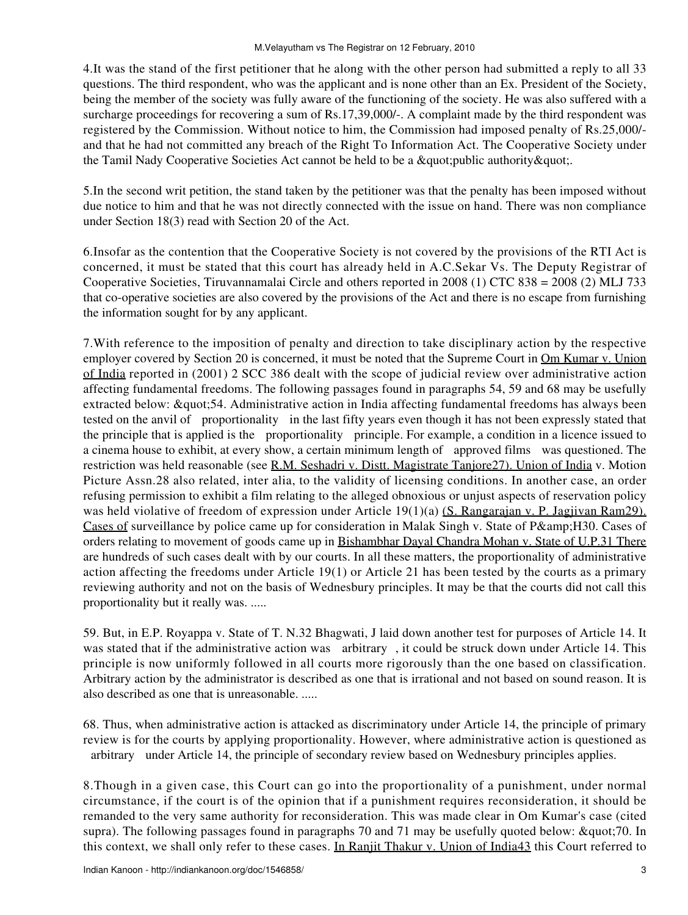4.It was the stand of the first petitioner that he along with the other person had submitted a reply to all 33 questions. The third respondent, who was the applicant and is none other than an Ex. President of the Society, being the member of the society was fully aware of the functioning of the society. He was also suffered with a surcharge proceedings for recovering a sum of Rs.17,39,000/-. A complaint made by the third respondent was registered by the Commission. Without notice to him, the Commission had imposed penalty of Rs.25,000/- and that he had not committed any breach of the Right To Information Act. The Cooperative Society under the Tamil Nady Cooperative Societies Act cannot be held to be a &quot;public authority&quot;.

5.In the second writ petition, the stand taken by the petitioner was that the penalty has been imposed without due notice to him and that he was not directly connected with the issue on hand. There was non compliance under Section 18(3) read with Section 20 of the Act.

6.Insofar as the contention that the Cooperative Society is not covered by the provisions of the RTI Act is concerned, it must be stated that this court has already held in A.C.Sekar Vs. The Deputy Registrar of Cooperative Societies, Tiruvannamalai Circle and others reported in 2008 (1) CTC 838 = 2008 (2) MLJ 733 that co-operative societies are also covered by the provisions of the Act and there is no escape from furnishing the information sought for by any applicant.

7.With reference to the imposition of penalty and direction to take disciplinary action by the respective employer covered by Section 20 is concerned, it must be noted that the Supreme Court in Om Kumar v. Union of India reported in (2001) 2 SCC 386 dealt with the scope of judicial review over administrative action affecting fundamental freedoms. The following passages found in paragraphs 54, 59 and 68 may be usefully extracted below: &quot;54. Administrative action in India affecting fundamental freedoms has always been tested on the anvil of proportionality in the last fifty years even though it has not been expressly stated that the principle that is applied is the proportionality principle. For example, a condition in a licence issued to a cinema house to exhibit, at every show, a certain minimum length of approved films was questioned. The restriction was held reasonable (see R.M. Seshadri v. Distt. Magistrate Tanjore27). Union of India v. Motion Picture Assn.28 also related, inter alia, to the validity of licensing conditions. In another case, an order refusing permission to exhibit a film relating to the alleged obnoxious or unjust aspects of reservation policy was held violative of freedom of expression under Article 19(1)(a) (S. Rangarajan v. P. Jagjivan Ram29). Cases of surveillance by police came up for consideration in Malak Singh v. State of P&amp;H30. Cases of orders relating to movement of goods came up in Bishambhar Dayal Chandra Mohan v. State of U.P.31 There are hundreds of such cases dealt with by our courts. In all these matters, the proportionality of administrative action affecting the freedoms under Article 19(1) or Article 21 has been tested by the courts as a primary reviewing authority and not on the basis of Wednesbury principles. It may be that the courts did not call this proportionality but it really was. .....

59. But, in E.P. Royappa v. State of T. N.32 Bhagwati, J laid down another test for purposes of Article 14. It was stated that if the administrative action was arbitrary , it could be struck down under Article 14. This principle is now uniformly followed in all courts more rigorously than the one based on classification. Arbitrary action by the administrator is described as one that is irrational and not based on sound reason. It is also described as one that is unreasonable. .....

68. Thus, when administrative action is attacked as discriminatory under Article 14, the principle of primary review is for the courts by applying proportionality. However, where administrative action is questioned as arbitrary under Article 14, the principle of secondary review based on Wednesbury principles applies.

8.Though in a given case, this Court can go into the proportionality of a punishment, under normal circumstance, if the court is of the opinion that if a punishment requires reconsideration, it should be remanded to the very same authority for reconsideration. This was made clear in Om Kumar's case (cited supra). The following passages found in paragraphs 70 and 71 may be usefully quoted below: &quot;70. In this context, we shall only refer to these cases. In Ranjit Thakur v. Union of India43 this Court referred to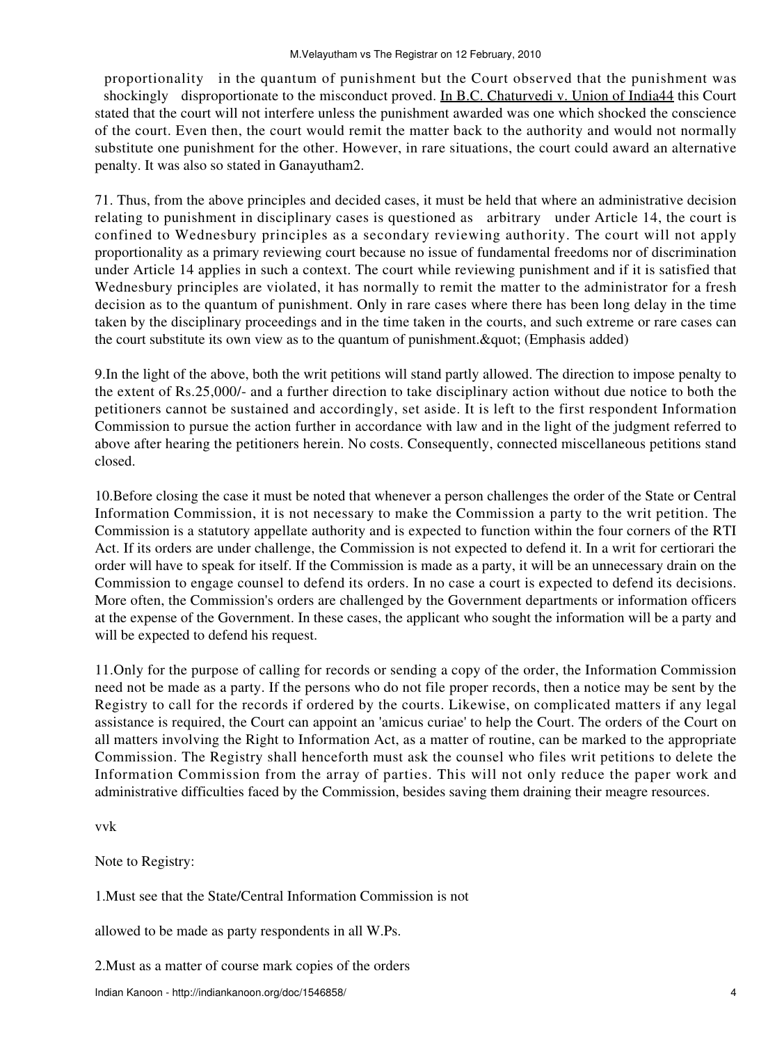proportionality in the quantum of punishment but the Court observed that the punishment was shockingly disproportionate to the misconduct proved. In B.C. Chaturvedi v. Union of India44 this Court stated that the court will not interfere unless the punishment awarded was one which shocked the conscience of the court. Even then, the court would remit the matter back to the authority and would not normally substitute one punishment for the other. However, in rare situations, the court could award an alternative penalty. It was also so stated in Ganayutham2.

71. Thus, from the above principles and decided cases, it must be held that where an administrative decision relating to punishment in disciplinary cases is questioned as arbitrary under Article 14, the court is confined to Wednesbury principles as a secondary reviewing authority. The court will not apply proportionality as a primary reviewing court because no issue of fundamental freedoms nor of discrimination under Article 14 applies in such a context. The court while reviewing punishment and if it is satisfied that Wednesbury principles are violated, it has normally to remit the matter to the administrator for a fresh decision as to the quantum of punishment. Only in rare cases where there has been long delay in the time taken by the disciplinary proceedings and in the time taken in the courts, and such extreme or rare cases can the court substitute its own view as to the quantum of punishment.&quot; (Emphasis added)

9.In the light of the above, both the writ petitions will stand partly allowed. The direction to impose penalty to the extent of Rs.25,000/- and a further direction to take disciplinary action without due notice to both the petitioners cannot be sustained and accordingly, set aside. It is left to the first respondent Information Commission to pursue the action further in accordance with law and in the light of the judgment referred to above after hearing the petitioners herein. No costs. Consequently, connected miscellaneous petitions stand closed.

10.Before closing the case it must be noted that whenever a person challenges the order of the State or Central Information Commission, it is not necessary to make the Commission a party to the writ petition. The Commission is a statutory appellate authority and is expected to function within the four corners of the RTI Act. If its orders are under challenge, the Commission is not expected to defend it. In a writ for certiorari the order will have to speak for itself. If the Commission is made as a party, it will be an unnecessary drain on the Commission to engage counsel to defend its orders. In no case a court is expected to defend its decisions. More often, the Commission's orders are challenged by the Government departments or information officers at the expense of the Government. In these cases, the applicant who sought the information will be a party and will be expected to defend his request.

11.Only for the purpose of calling for records or sending a copy of the order, the Information Commission need not be made as a party. If the persons who do not file proper records, then a notice may be sent by the Registry to call for the records if ordered by the courts. Likewise, on complicated matters if any legal assistance is required, the Court can appoint an 'amicus curiae' to help the Court. The orders of the Court on all matters involving the Right to Information Act, as a matter of routine, can be marked to the appropriate Commission. The Registry shall henceforth must ask the counsel who files writ petitions to delete the Information Commission from the array of parties. This will not only reduce the paper work and administrative difficulties faced by the Commission, besides saving them draining their meagre resources.

vvk

Note to Registry:

1.Must see that the State/Central Information Commission is not

allowed to be made as party respondents in all W.Ps.

2.Must as a matter of course mark copies of the orders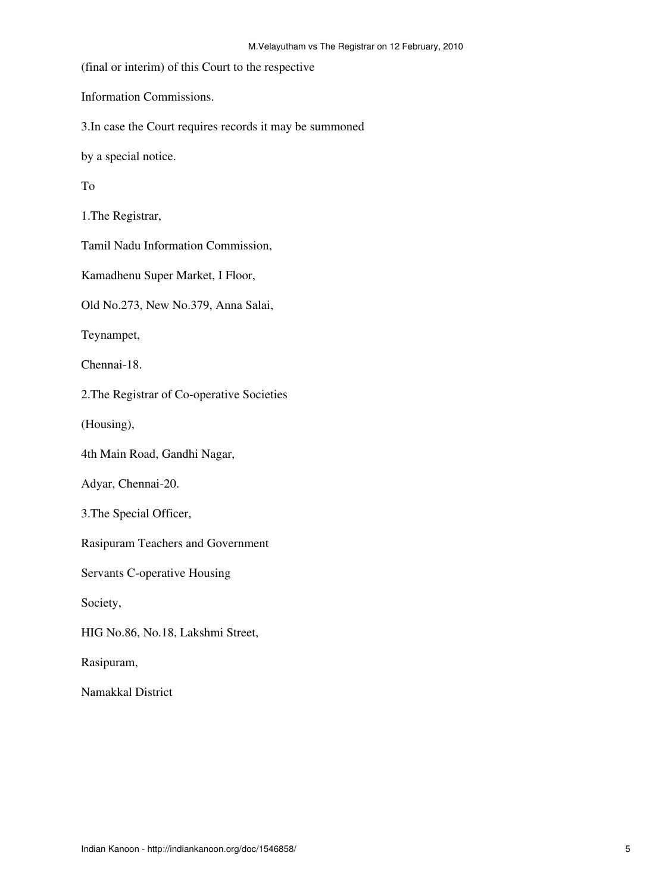(final or interim) of this Court to the respective

Information Commissions.

3.In case the Court requires records it may be summoned

by a special notice.

To

1.The Registrar,

Tamil Nadu Information Commission,

Kamadhenu Super Market, I Floor,

Old No.273, New No.379, Anna Salai,

Teynampet,

Chennai-18.

2.The Registrar of Co-operative Societies

(Housing),

4th Main Road, Gandhi Nagar,

Adyar, Chennai-20.

3.The Special Officer,

Rasipuram Teachers and Government

Servants C-operative Housing

Society,

HIG No.86, No.18, Lakshmi Street,

Rasipuram,

Namakkal District